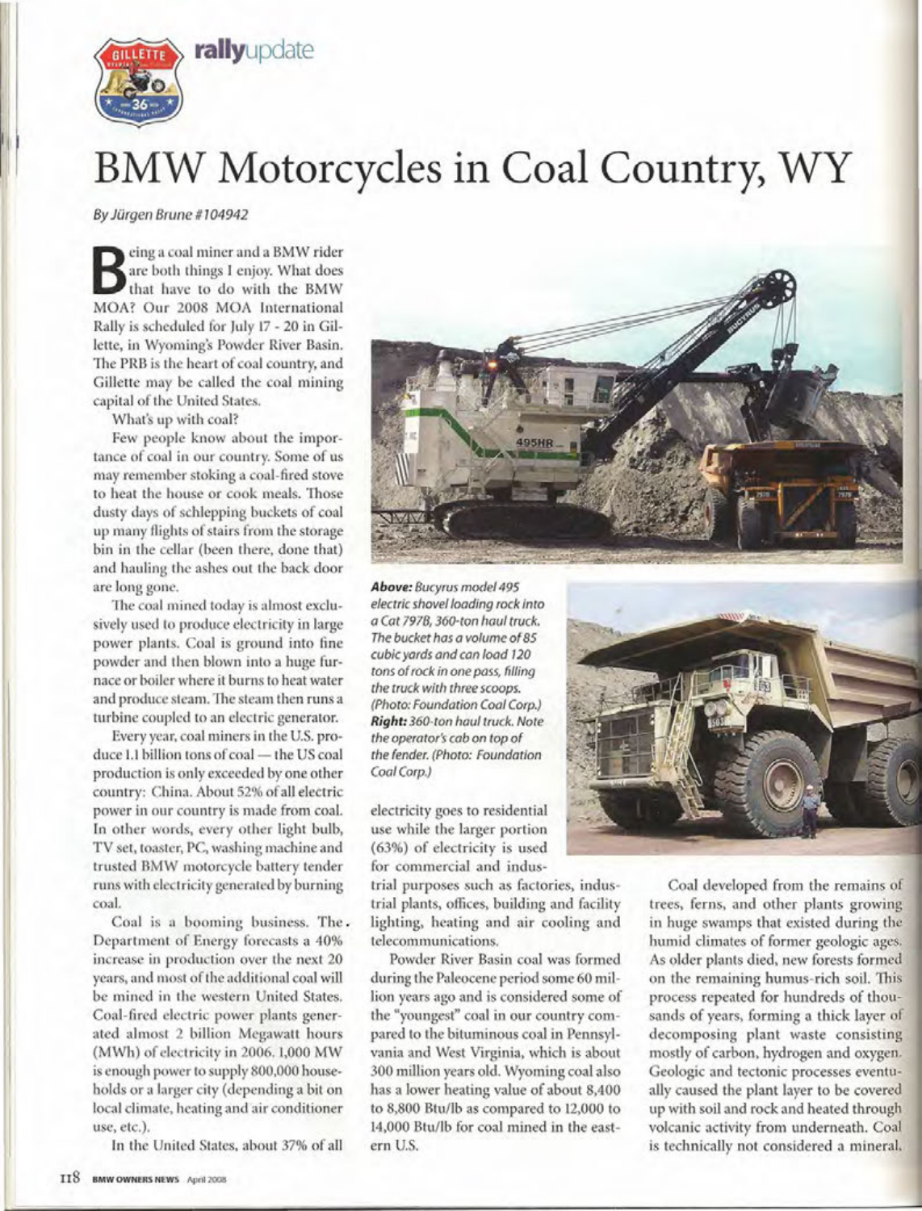rallyupdate

# BMW Motorcycles in Coal Country, WY

*By Jürgen Brune #104942*

Being a coal miner and a BMW rider are both things I enjoy. What does that have to do with the BMW MOA? Our 2008 MOA International Rally is scheduled for July 17 - 20 in Gillette, in Wyoming's Powder River Basin. The PRB is the heart of coal country, and Gillette may be called the coal mining capital of the United States.

What's up with coal?

Few people know about the importance of coal in our country. Some of us may remember stoking a coal-fired stove to heat the house or cook meals. Those dusty days of schlepping buckets of coal up many flights of stairs from the storage bin in the cellar (been there, done that) and hauling the ashes out the back door are long gone.

The coal mined today is almost exclusively used to produce electricity in large power plants. Coal is ground into fine powder and then blown into a huge furnace or boiler where it burns to heat water and produce steam. The steam then runs a turbine coupled to an electric generator.

Every year, coal miners in the U.S. produce 1.1 billion tons of coal — the US coal production is only exceeded by one other country: China. About 52% of all electric power in our country is made from coal. In other words, every other light bulb, TV set, toaster, PC, washing machine and trusted BMW motorcycle battery tender runs with electricity generated by burning coal.

Coal is a booming business. The Department of Energy forecasts a 40% increase in production over the next 20 years, and most of the additional coal will be mined in the western United States. Coal-fired electric power plants generated almost 2 billion Megawatt hours (MWh) of electricity in 2006. 1,000 MW is enough power to supply 800,000 households or a larger city (depending a bit on local climate, heating and air conditioner use, etc.).

In the United States, about 37% of all electricity goes to residential use while the larger portion (63%) of electricity is used for commercial and industrial purposes such as factories, industrial plants, offices, building and facility lighting, heating and air cooling and telecommunications.

***Above:*** *Bucyrus model 495 electric shovel loading rock into a Cat 797B, 360-ton haul truck. The bucket has a volume of 85 cubic yards and can load 120 tons of rock in one pass, filling the truck with three scoops. (Photo: Foundation Coal Corp.)* ***Right:*** *360-ton haul truck. Note the operator's cab on top of the fender. (Photo: Foundation Coal Corp.)*

Powder River Basin coal was formed during the Paleocene period some 60 million years ago and is considered some of the "youngest" coal in our country compared to the bituminous coal in Pennsylvania and West Virginia, which is about 300 million years old. Wyoming coal also has a lower heating value of about 8,400 to 8,800 Btu/lb as compared to 12,000 to 14,000 Btu/lb for coal mined in the eastern U.S.

Coal developed from the remains of trees, ferns, and other plants growing in huge swamps that existed during the humid climates of former geologic ages. As older plants died, new forests formed on the remaining humus-rich soil. This process repeated for hundreds of thousands of years, forming a thick layer of decomposing plant waste consisting mostly of carbon, hydrogen and oxygen. Geologic and tectonic processes eventually caused the plant layer to be covered up with soil and rock and heated through volcanic activity from underneath. Coal is technically not considered a mineral.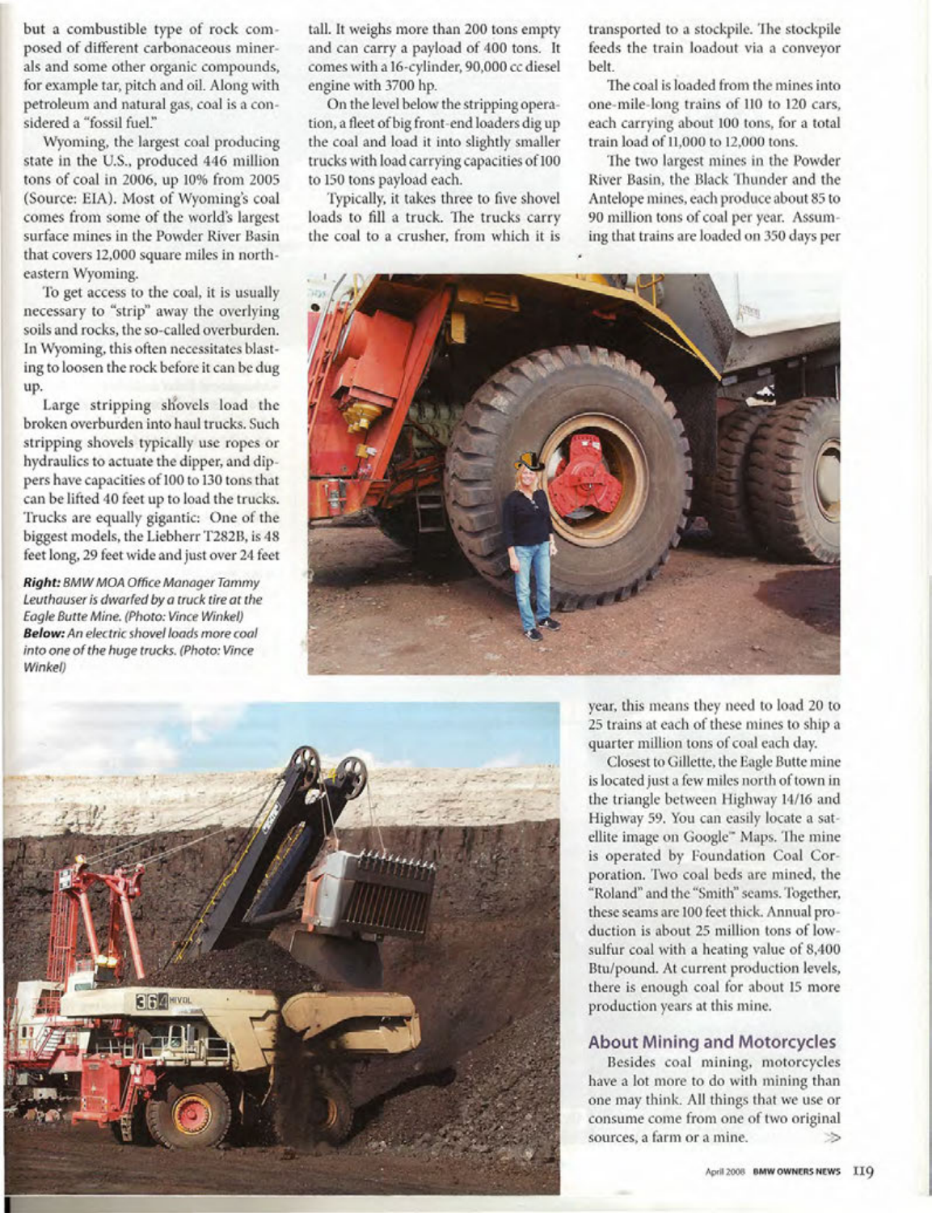but a combustible type of rock composed of different carbonaceous minerals and some other organic compounds, for example tar, pitch and oil. Along with petroleum and natural gas, coal is a considered a "fossil fuel."

Wyoming, the largest coal producing state in the U.S., produced 446 million tons of coal in 2006, up 10% from 2005 (Source: EIA). Most of Wyoming's coal comes from some of the world's largest surface mines in the Powder River Basin that covers 12,000 square miles in northeastern Wyoming.

To get access to the coal, it is usually necessary to "strip" away the overlying soils and rocks, the so-called overburden. In Wyoming, this often necessitates blasting to loosen the rock before it can be dug up.

Large stripping shovels load the broken overburden into haul trucks. Such stripping shovels typically use ropes or hydraulics to actuate the dipper, and dippers have capacities of 100 to 130 tons that can be lifted 40 feet up to load the trucks. Trucks are equally gigantic: One of the biggest models, the Liebherr T282B, is 48 feet long, 29 feet wide and just over 24 feet tall. It weighs more than 200 tons empty and can carry a payload of 400 tons. It comes with a 16-cylinder, 90,000 cc diesel engine with 3700 hp.

On the level below the stripping operation, a fleet of big front-end loaders dig up the coal and load it into slightly smaller trucks with load carrying capacities of 100 to 150 tons payload each.

Typically, it takes three to five shovel loads to fill a truck. The trucks carry the coal to a crusher, from which it is transported to a stockpile. The stockpile feeds the train loadout via a conveyor belt.

The coal is loaded from the mines into one-mile-long trains of 110 to 120 cars, each carrying about 100 tons, for a total train load of 11,000 to 12,000 tons.

The two largest mines in the Powder River Basin, the Black Thunder and the Antelope mines, each produce about 85 to 90 million tons of coal per year. Assuming that trains are loaded on 350 days per year, this means they need to load 20 to 25 trains at each of these mines to ship a quarter million tons of coal each day.

Closest to Gillette, the Eagle Butte mine is located just a few miles north of town in the triangle between Highway 14/16 and Highway 59. You can easily locate a satellite image on Google™ Maps. The mine is operated by Foundation Coal Corporation. Two coal beds are mined, the "Roland" and the "Smith" seams. Together, these seams are 100 feet thick. Annual production is about 25 million tons of low-sulfur coal with a heating value of 8,400 Btu/pound. At current production levels, there is enough coal for about 15 more production years at this mine.

***Right:** BMW MOA Office Manager Tammy Leuthauser is dwarfed by a truck tire at the Eagle Butte Mine. (Photo: Vince Winkel)*
***Below:** An electric shovel loads more coal into one of the huge trucks. (Photo: Vince Winkel)*

## About Mining and Motorcycles

Besides coal mining, motorcycles have a lot more to do with mining than one may think. All things that we use or consume come from one of two original sources, a farm or a mine.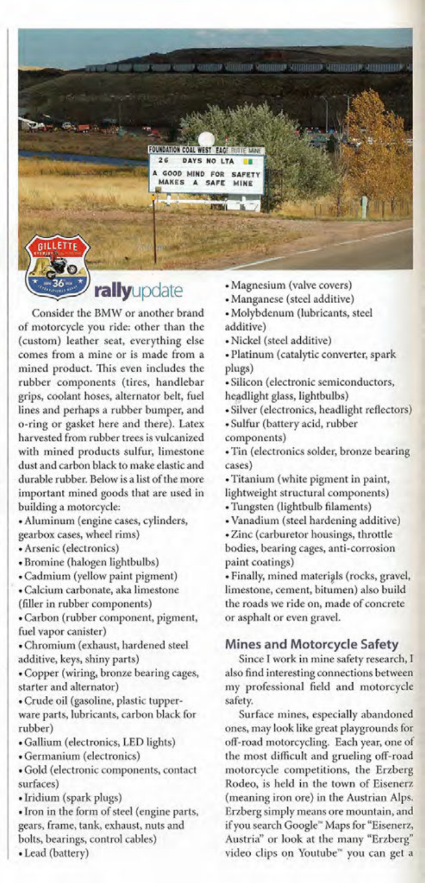rallyupdate

Consider the BMW or another brand of motorcycle you ride: other than the (custom) leather seat, everything else comes from a mine or is made from a mined product. This even includes the rubber components (tires, handlebar grips, coolant hoses, alternator belt, fuel lines and perhaps a rubber bumper, and o-ring or gasket here and there). Latex harvested from rubber trees is vulcanized with mined products sulfur, limestone dust and carbon black to make elastic and durable rubber. Below is a list of the more important mined goods that are used in building a motorcycle:

- Aluminum (engine cases, cylinders, gearbox cases, wheel rims)
- Arsenic (electronics)
- Bromine (halogen lightbulbs)
- Cadmium (yellow paint pigment)
- Calcium carbonate, aka limestone (filler in rubber components)
- Carbon (rubber component, pigment, fuel vapor canister)
- Chromium (exhaust, hardened steel additive, keys, shiny parts)
- Copper (wiring, bronze bearing cages, starter and alternator)
- Crude oil (gasoline, plastic tupperware parts, lubricants, carbon black for rubber)
- Gallium (electronics, LED lights)
- Germanium (electronics)
- Gold (electronic components, contact surfaces)
- Iridium (spark plugs)
- Iron in the form of steel (engine parts, gears, frame, tank, exhaust, nuts and bolts, bearings, control cables)
- Lead (battery)
- Magnesium (valve covers)
- Manganese (steel additive)
- Molybdenum (lubricants, steel additive)
- Nickel (steel additive)
- Platinum (catalytic converter, spark plugs)
- Silicon (electronic semiconductors, headlight glass, lightbulbs)
- Silver (electronics, headlight reflectors)
- Sulfur (battery acid, rubber components)
- Tin (electronics solder, bronze bearing cases)
- Titanium (white pigment in paint, lightweight structural components)
- Tungsten (lightbulb filaments)
- Vanadium (steel hardening additive)
- Zinc (carburetor housings, throttle bodies, bearing cages, anti-corrosion paint coatings)
- Finally, mined materials (rocks, gravel, limestone, cement, bitumen) also build the roads we ride on, made of concrete or asphalt or even gravel.

## Mines and Motorcycle Safety

Since I work in mine safety research, I also find interesting connections between my professional field and motorcycle safety.

Surface mines, especially abandoned ones, may look like great playgrounds for off-road motorcycling. Each year, one of the most difficult and grueling off-road motorcycle competitions, the Erzberg Rodeo, is held in the town of Eisenerz (meaning iron ore) in the Austrian Alps. Erzberg simply means ore mountain, and if you search Google™ Maps for "Eisenerz, Austria" or look at the many "Erzberg" video clips on Youtube™ you can get a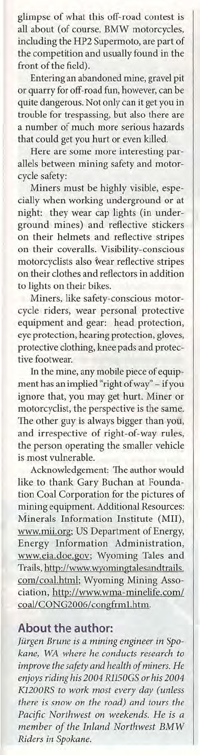glimpse of what this off-road contest is all about (of course, BMW motorcycles, including the HP2 Supermoto, are part of the competition and usually found in the front of the field).

Entering an abandoned mine, gravel pit or quarry for off-road fun, however, can be quite dangerous. Not only can it get you in trouble for trespassing, but also there are a number of much more serious hazards that could get you hurt or even killed.

Here are some more interesting parallels between mining safety and motorcycle safety:

Miners must be highly visible, especially when working underground or at night: they wear cap lights (in underground mines) and reflective stickers on their helmets and reflective stripes on their coveralls. Visibility-conscious motorcyclists also wear reflective stripes on their clothes and reflectors in addition to lights on their bikes.

Miners, like safety-conscious motorcycle riders, wear personal protective equipment and gear: head protection, eye protection, hearing protection, gloves, protective clothing, knee pads and protective footwear.

In the mine, any mobile piece of equipment has an implied "right of way" – if you ignore that, you may get hurt. Miner or motorcyclist, the perspective is the same. The other guy is always bigger than you, and irrespective of right-of-way rules, the person operating the smaller vehicle is most vulnerable.

Acknowledgement: The author would like to thank Gary Buchan at Foundation Coal Corporation for the pictures of mining equipment. Additional Resources: Minerals Information Institute (MII), www.mii.org; US Department of Energy, Energy Information Administration, www.eia.doe.gov; Wyoming Tales and Trails, http://www.wyomingtalesandtrails.com/coal.html; Wyoming Mining Association, http://www.wma-minelife.com/coal/CONG2006/congfrm1.htm.

## About the author:

*Jürgen Brune is a mining engineer in Spokane, WA where he conducts research to improve the safety and health of miners. He enjoys riding his 2004 R1150GS or his 2004 K1200RS to work most every day (unless there is snow on the road) and tours the Pacific Northwest on weekends. He is a member of the Inland Northwest BMW Riders in Spokane.*